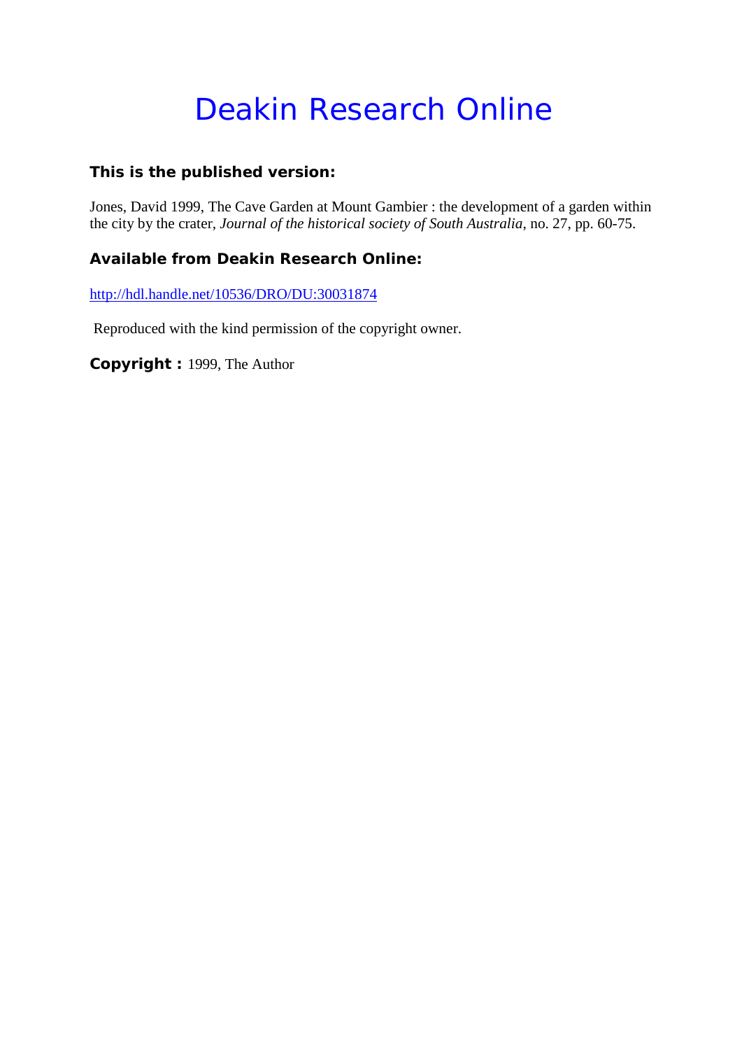# Deakin Research Online

### This is the published version:

Jones, David 1999, The Cave Garden at Mount Gambier : the development of a garden within the city by the crater, *Journal of the historical society of South Australia*, no. 27, pp. 60-75.

### Available from Deakin Research Online:

http://hdl.handle.net/10536/DRO/DU:30031874

Reproduced with the kind permission of the copyright owner.

**Copyright :** 1999, The Author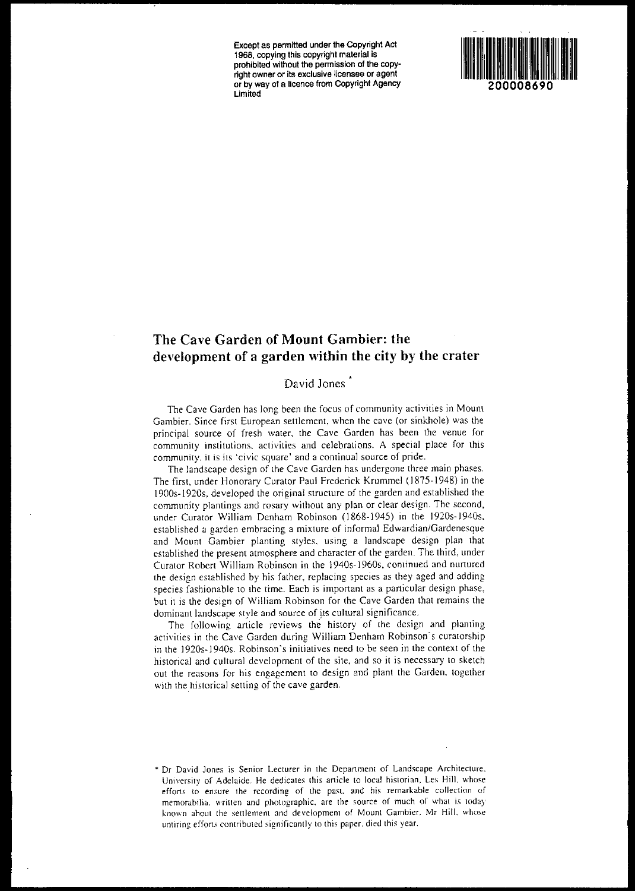Except as permitted under the Copyright Act 1968, copying this copyright material is prohibited without the permission of the copyright owner or its exclusive licensee or agent or by way of a licence from Copyright Agency Limited

200008690

# The Cave Garden of Mount Gambier: the development of a garden within the city by the crater

David Jones [*]

The Cave Garden has long been the focus of community activities in Mount Gambier. Since first European settlement, when the cave (or sinkhole) was the principal source of fresh water, the Cave Garden has been the venue for community institutions, activities and celebrations. A special place for this community, it is its 'civic square' and a continual source of pride.

The landscape design of the Cave Garden has undergone three main phases. The first, under Honorary Curator Paul Frederick Krummel (1875-1948) in the 1900s-1920s, developed the original structure of the garden and established the community plantings and rosary without any plan or clear design. The second, under Curator William Denham Robinson (1868-1945) in the 1920s-1940s, established a garden embracing a mixture of informal Edwardian/Gardenesque and Mount Gambier planting styles, using a landscape design plan that established the present atmosphere and character of the garden. The third, under Curator Robert William Robinson in the 1940s-1960s, continued and nurtured the design established by his father, replacing species as they aged and adding species fashionable to the time. Each is important as a particular design phase, but it is the design of William Robinson for the Cave Garden that remains the dominant landscape style and source of its cultural significance.

The following article reviews the history of the design and planting activities in the Cave Garden during William Denham Robinson's curatorship in the 1920s-1940s. Robinson's initiatives need to be seen in the context of the historical and cultural development of the site, and so it is necessary to sketch out the reasons for his engagement to design and plant the Garden, together with the historical setting of the cave garden.

---

* Dr David Jones is Senior Lecturer in the Department of Landscape Architecture, University of Adelaide. He dedicates this article to local historian, Les Hill, whose efforts to ensure the recording of the past, and his remarkable collection of memorabilia, written and photographic, are the source of much of what is today known about the settlement and development of Mount Gambier. Mr Hill, whose untiring efforts contributed significantly to this paper, died this year.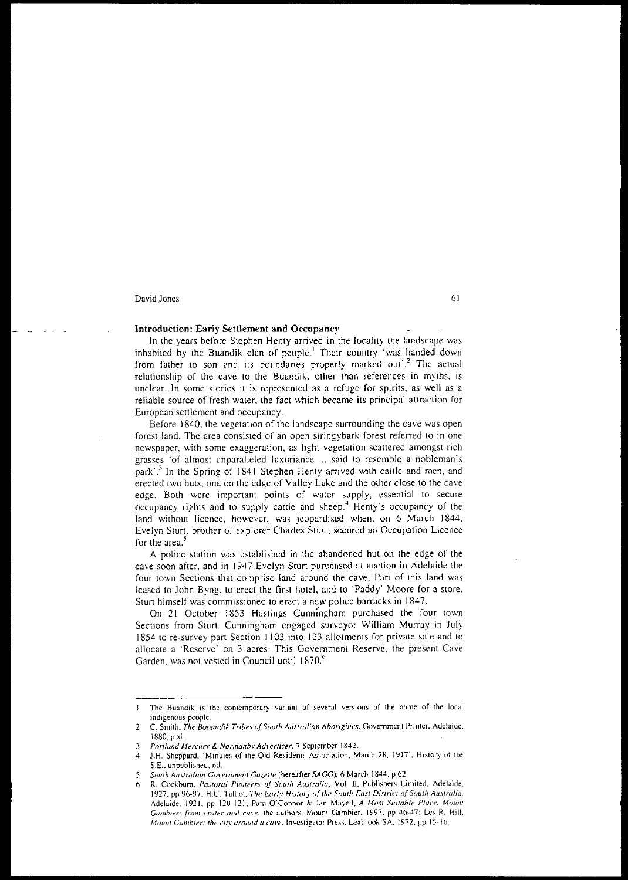## Introduction: Early Settlement and Occupancy

In the years before Stephen Henty arrived in the locality the landscape was inhabited by the Buandik clan of people.[1] Their country 'was handed down from father to son and its boundaries properly marked out'.[2] The actual relationship of the cave to the Buandik, other than references in myths, is unclear. In some stories it is represented as a refuge for spirits, as well as a reliable source of fresh water, the fact which became its principal attraction for European settlement and occupancy.

Before 1840, the vegetation of the landscape surrounding the cave was open forest land. The area consisted of an open stringybark forest referred to in one newspaper, with some exaggeration, as light vegetation scattered amongst rich grasses 'of almost unparalleled luxuriance ... said to resemble a nobleman's park'.[3] In the Spring of 1841 Stephen Henty arrived with cattle and men, and erected two huts, one on the edge of Valley Lake and the other close to the cave edge. Both were important points of water supply, essential to secure occupancy rights and to supply cattle and sheep.[4] Henty's occupancy of the land without licence, however, was jeopardised when, on 6 March 1844, Evelyn Sturt, brother of explorer Charles Sturt, secured an Occupation Licence for the area.[5]

A police station was established in the abandoned hut on the edge of the cave soon after, and in 1947 Evelyn Sturt purchased at auction in Adelaide the four town Sections that comprise land around the cave. Part of this land was leased to John Byng, to erect the first hotel, and to 'Paddy' Moore for a store. Sturt himself was commissioned to erect a new police barracks in 1847.

On 21 October 1853 Hastings Cunningham purchased the four town Sections from Sturt. Cunningham engaged surveyor William Murray in July 1854 to re-survey part Section 1103 into 123 allotments for private sale and to allocate a 'Reserve' on 3 acres. This Government Reserve, the present Cave Garden, was not vested in Council until 1870.[6]

---

1. The Buandik is the contemporary variant of several versions of the name of the local indigenous people.
2. C. Smith, *The Booandik Tribes of South Australian Aborigines*, Government Printer, Adelaide, 1880, p xi.
3. *Portland Mercury & Normanby Advertiser*, 7 September 1842.
4. J.H. Sheppard, 'Minutes of the Old Residents Association, March 28, 1917', History of the S.E., unpublished, nd.
5. *South Australian Government Gazette* (hereafter *SAGG*), 6 March 1844, p 62.
6. R. Cockburn, *Pastoral Pioneers of South Australia*, Vol. II, Publishers Limited, Adelaide, 1927, pp 96-97; H.C. Talbot, *The Early History of the South East District of South Australia*, Adelaide, 1921, pp 120-121; Pam O'Connor & Jan Mayell, *A Most Suitable Place. Mount Gambier: from crater and cave*, the authors, Mount Gambier, 1997, pp 46-47; Les R. Hill, *Mount Gambier: the city around a cave*, Investigator Press, Leabrook SA, 1972, pp 15-16.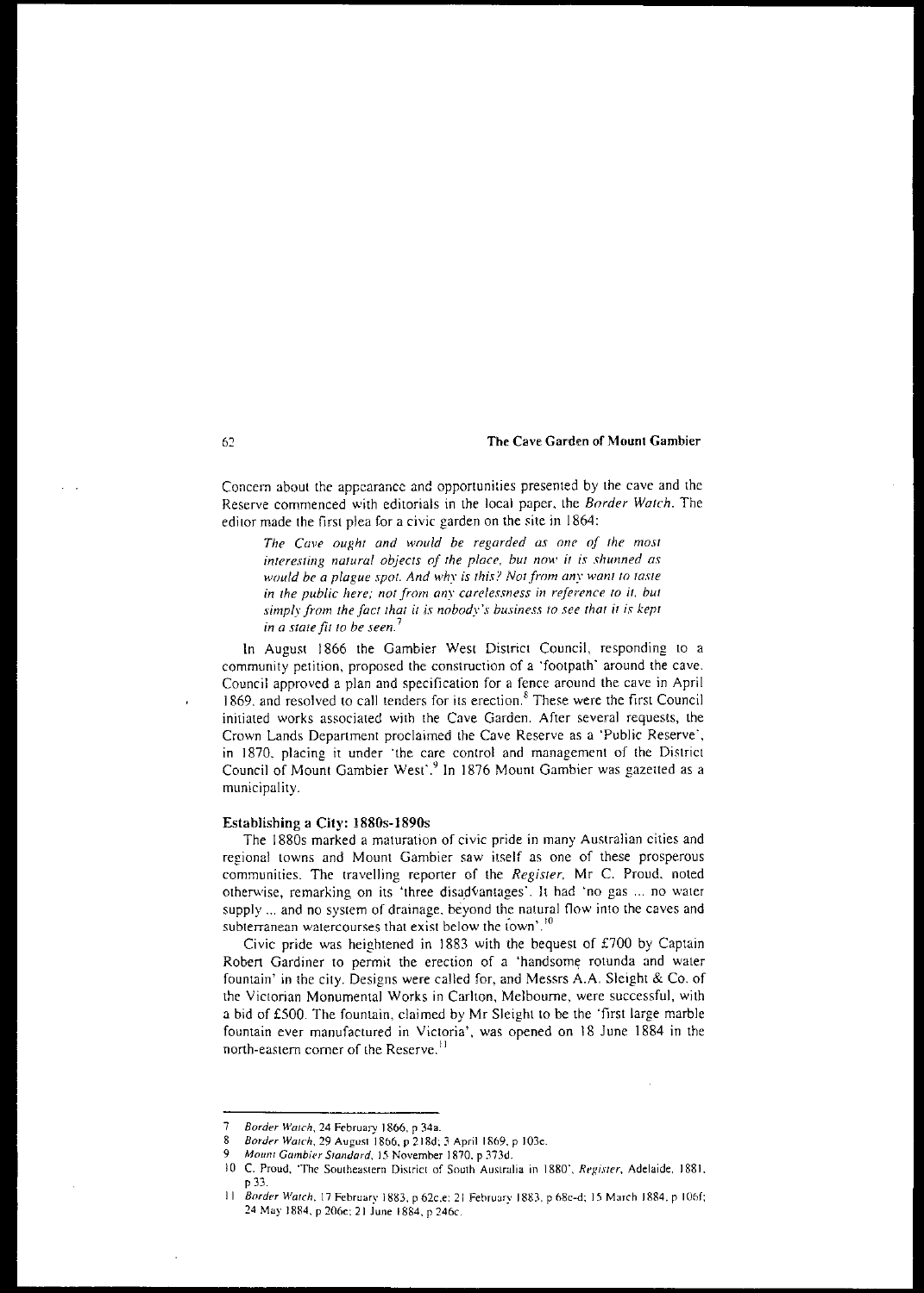Concern about the appearance and opportunities presented by the cave and the Reserve commenced with editorials in the local paper, the *Border Watch*. The editor made the first plea for a civic garden on the site in 1864:

> *The Cave ought and would be regarded as one of the most interesting natural objects of the place, but now it is shunned as would be a plague spot. And why is this? Not from any want to taste in the public here; not from any carelessness in reference to it, but simply from the fact that it is nobody's business to see that it is kept in a state fit to be seen.*[7]

In August 1866 the Gambier West District Council, responding to a community petition, proposed the construction of a 'footpath' around the cave. Council approved a plan and specification for a fence around the cave in April 1869, and resolved to call tenders for its erection.[8] These were the first Council initiated works associated with the Cave Garden. After several requests, the Crown Lands Department proclaimed the Cave Reserve as a 'Public Reserve', in 1870, placing it under 'the care control and management of the District Council of Mount Gambier West'.[9] In 1876 Mount Gambier was gazetted as a municipality.

### Establishing a City: 1880s-1890s

The 1880s marked a maturation of civic pride in many Australian cities and regional towns and Mount Gambier saw itself as one of these prosperous communities. The travelling reporter of the *Register*, Mr C. Proud, noted otherwise, remarking on its 'three disadvantages'. It had 'no gas ... no water supply ... and no system of drainage, beyond the natural flow into the caves and subterranean watercourses that exist below the town'.[10]

Civic pride was heightened in 1883 with the bequest of £700 by Captain Robert Gardiner to permit the erection of a 'handsome rotunda and water fountain' in the city. Designs were called for, and Messrs A.A. Sleight & Co. of the Victorian Monumental Works in Carlton, Melbourne, were successful, with a bid of £500. The fountain, claimed by Mr Sleight to be the 'first large marble fountain ever manufactured in Victoria', was opened on 18 June 1884 in the north-eastern corner of the Reserve.[11]

---

7 *Border Watch*, 24 February 1866, p 34a.

8 *Border Watch*, 29 August 1866, p 218d; 3 April 1869, p 103c.

9 *Mount Gambier Standard*, 15 November 1870, p 373d.

10 C. Proud, 'The Southeastern District of South Australia in 1880', *Register*, Adelaide, 1881, p 33.

11 *Border Watch*, 17 February 1883, p 62c,e; 21 February 1883, p 68c-d; 15 March 1884, p 106f; 24 May 1884, p 206e; 21 June 1884, p 246c.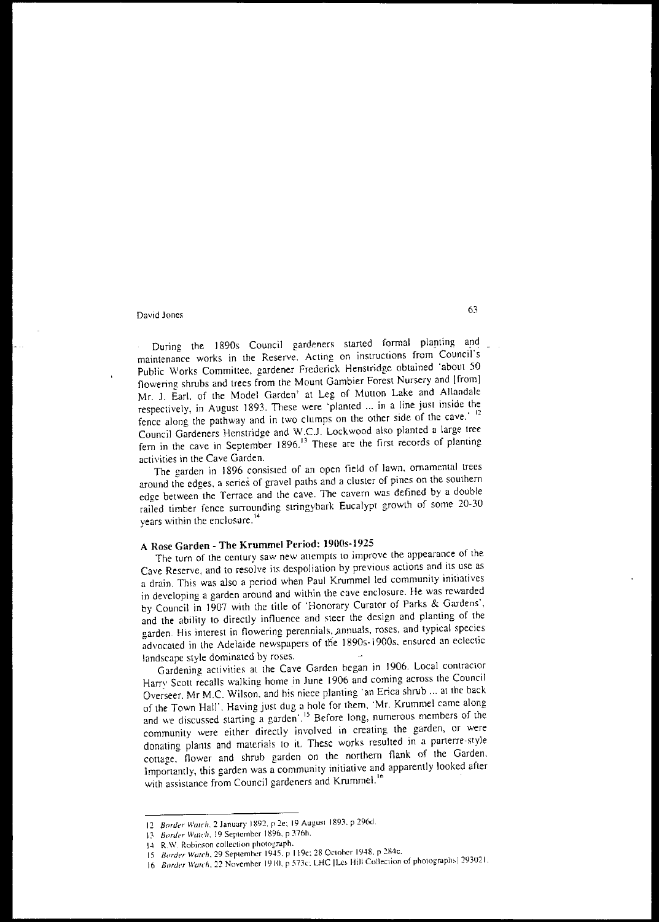During the 1890s Council gardeners started formal planting and maintenance works in the Reserve. Acting on instructions from Council's Public Works Committee, gardener Frederick Henstridge obtained 'about 50 flowering shrubs and trees from the Mount Gambier Forest Nursery and [from] Mr. J. Earl, of the Model Garden' at Leg of Mutton Lake and Allandale respectively, in August 1893. These were 'planted ... in a line just inside the fence along the pathway and in two clumps on the other side of the cave.'[12] Council Gardeners Henstridge and W.C.J. Lockwood also planted a large tree fern in the cave in September 1896.[13] These are the first records of planting activities in the Cave Garden.

The garden in 1896 consisted of an open field of lawn, ornamental trees around the edges, a series of gravel paths and a cluster of pines on the southern edge between the Terrace and the cave. The cavern was defined by a double railed timber fence surrounding stringybark Eucalypt growth of some 20-30 years within the enclosure.[14]

## A Rose Garden - The Krummel Period: 1900s-1925

The turn of the century saw new attempts to improve the appearance of the Cave Reserve, and to resolve its despoliation by previous actions and its use as a drain. This was also a period when Paul Krummel led community initiatives in developing a garden around and within the cave enclosure. He was rewarded by Council in 1907 with the title of 'Honorary Curator of Parks & Gardens', and the ability to directly influence and steer the design and planting of the garden. His interest in flowering perennials, annuals, roses, and typical species advocated in the Adelaide newspapers of the 1890s-1900s, ensured an eclectic landscape style dominated by roses.

Gardening activities at the Cave Garden began in 1906. Local contractor Harry Scott recalls walking home in June 1906 and coming across the Council Overseer, Mr M.C. Wilson, and his niece planting 'an Erica shrub ... at the back of the Town Hall'. Having just dug a hole for them, 'Mr. Krummel came along and we discussed starting a garden'.[15] Before long, numerous members of the community were either directly involved in creating the garden, or were donating plants and materials to it. These works resulted in a parterre-style cottage, flower and shrub garden on the northern flank of the Garden. Importantly, this garden was a community initiative and apparently looked after with assistance from Council gardeners and Krummel.[16]

---

12 *Border Watch*, 2 January 1892, p 2e; 19 August 1893, p 296d.

13 *Border Watch*, 19 September 1896, p 376h.

14 R.W. Robinson collection photograph.

15 *Border Watch*, 29 September 1945, p 119e; 28 October 1948, p 284c.

16 *Border Watch*, 22 November 1910, p 573c; LHC [Les Hill Collection of photographs] 293021.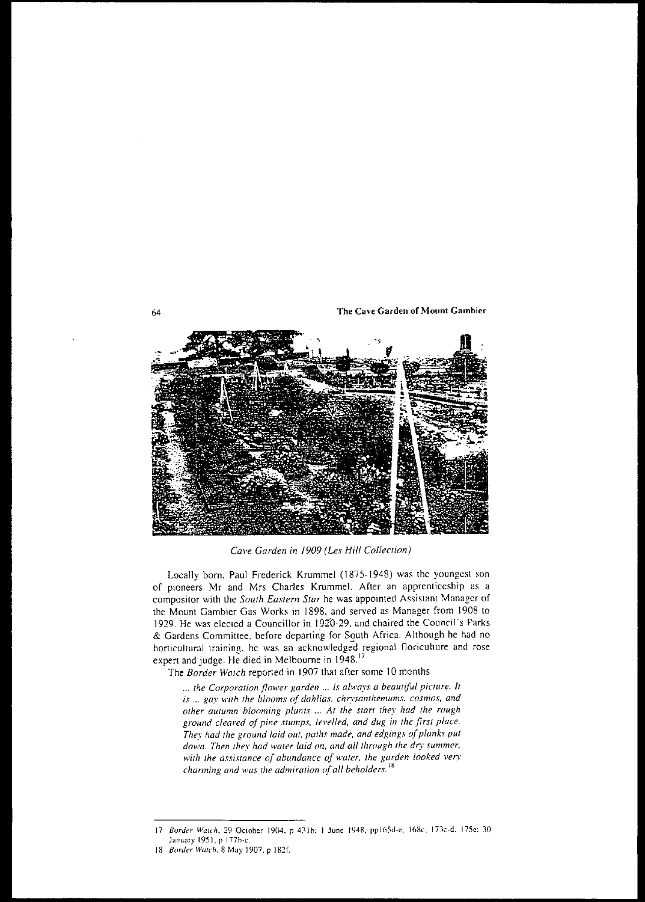*Cave Garden in 1909 (Les Hill Collection)*

Locally born, Paul Frederick Krummel (1875-1948) was the youngest son of pioneers Mr and Mrs Charles Krummel. After an apprenticeship as a compositor with the *South Eastern Star* he was appointed Assistant Manager of the Mount Gambier Gas Works in 1898, and served as Manager from 1908 to 1929. He was elected a Councillor in 1920-29, and chaired the Council's Parks & Gardens Committee, before departing for South Africa. Although he had no horticultural training, he was an acknowledged regional floriculture and rose expert and judge. He died in Melbourne in 1948.[17]

The *Border Watch* reported in 1907 that after some 10 months

> *... the Corporation flower garden ... is always a beautiful picture. It is ... gay with the blooms of dahlias, chrysanthemums, cosmos, and other autumn blooming plants ... At the start they had the rough ground cleared of pine stumps, levelled, and dug in the first place. They had the ground laid out, paths made, and edgings of planks put down. Then they had water laid on, and all through the dry summer, with the assistance of abundance of water, the garden looked very charming and was the admiration of all beholders.*[18]

---

17 *Border Watch*, 29 October 1904, p 431b; 1 June 1948, pp165d-e, 168c, 173c-d, 175e; 30 January 1951, p 177b-c.

18 *Border Watch*, 8 May 1907, p 182f.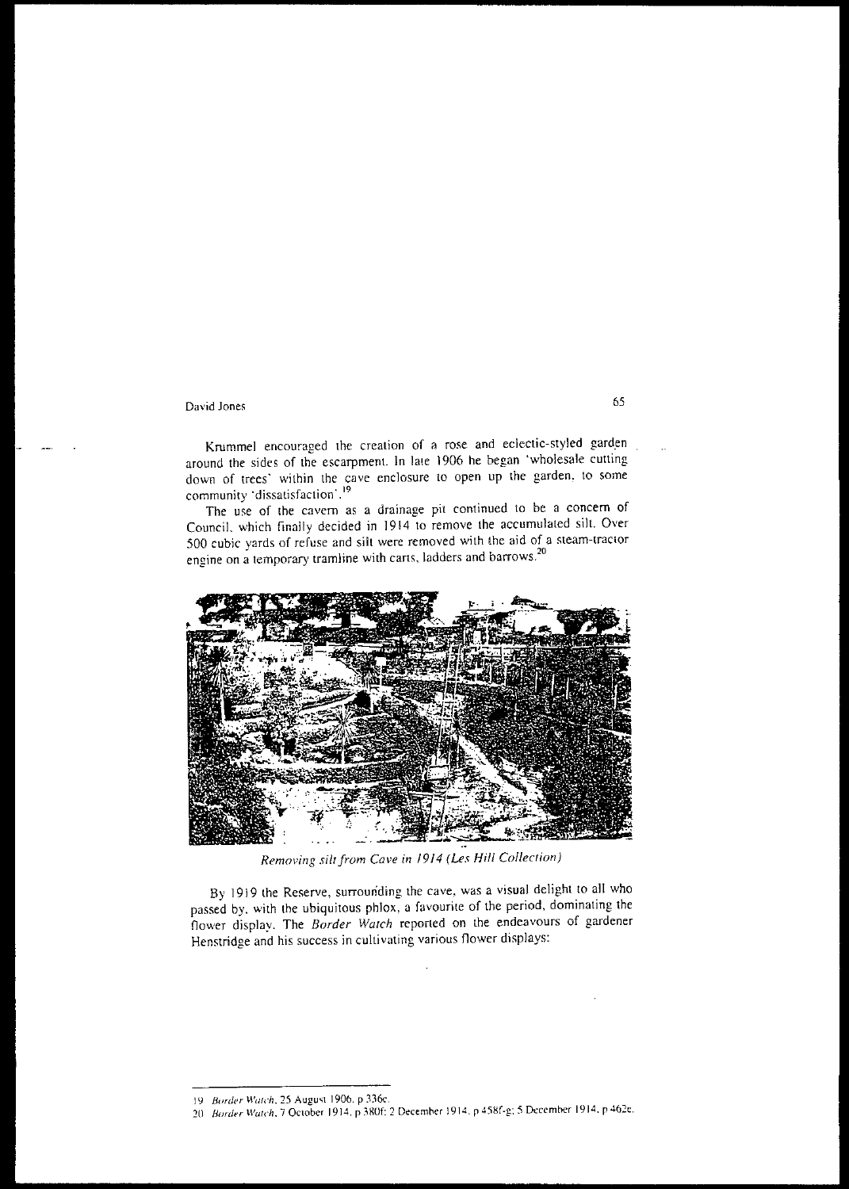Krummel encouraged the creation of a rose and eclectic-styled garden around the sides of the escarpment. In late 1906 he began 'wholesale cutting down of trees' within the cave enclosure to open up the garden, to some community 'dissatisfaction'.[19]

The use of the cavern as a drainage pit continued to be a concern of Council, which finally decided in 1914 to remove the accumulated silt. Over 500 cubic yards of refuse and silt were removed with the aid of a steam-tractor engine on a temporary tramline with carts, ladders and barrows.[20]

*Removing silt from Cave in 1914 (Les Hill Collection)*

By 1919 the Reserve, surrounding the cave, was a visual delight to all who passed by, with the ubiquitous phlox, a favourite of the period, dominating the flower display. The *Border Watch* reported on the endeavours of gardener Henstridge and his success in cultivating various flower displays:

---

19 *Border Watch*, 25 August 1906, p 336c.

20 *Border Watch*, 7 October 1914, p 380f; 2 December 1914, p 458f-g; 5 December 1914, p 462e.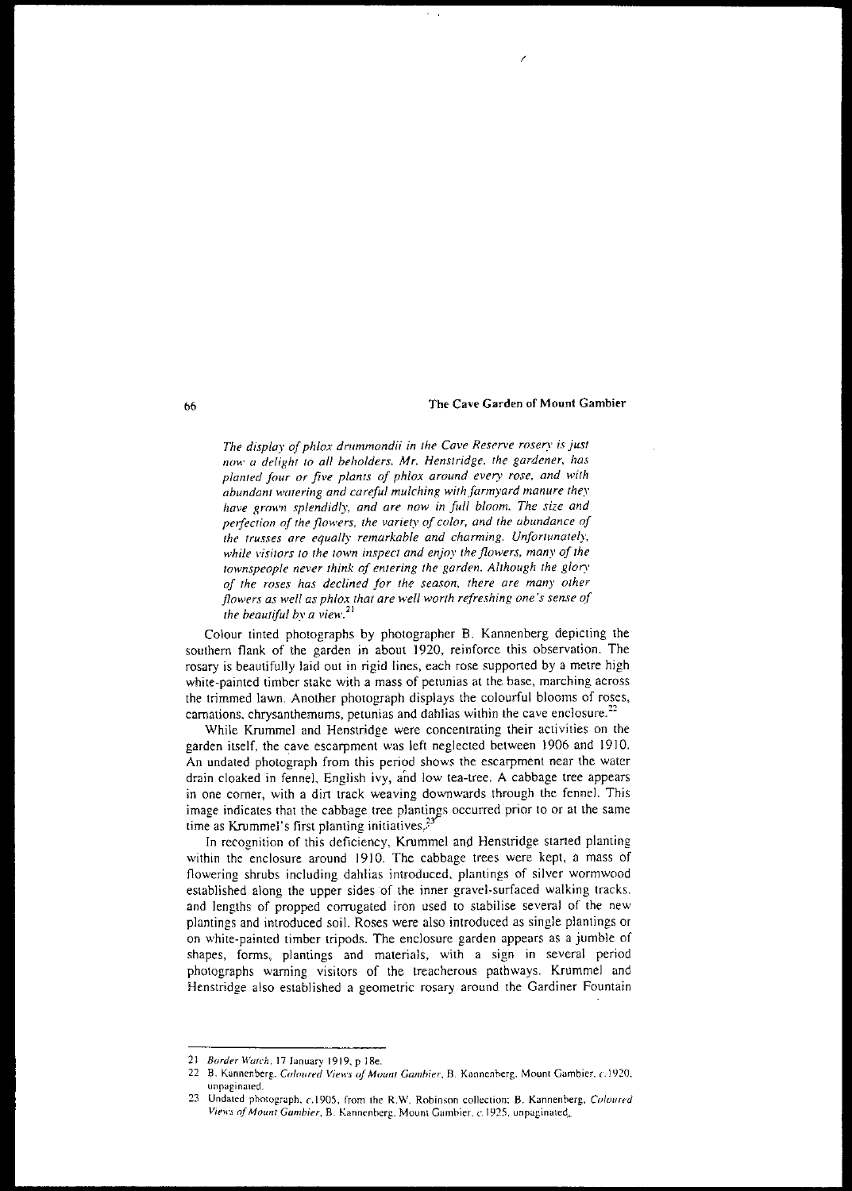*The display of phlox drummondii in the Cave Reserve rosery is just now a delight to all beholders. Mr. Henstridge, the gardener, has planted four or five plants of phlox around every rose, and with abundant watering and careful mulching with farmyard manure they have grown splendidly, and are now in full bloom. The size and perfection of the flowers, the variety of color, and the abundance of the trusses are equally remarkable and charming. Unfortunately, while visitors to the town inspect and enjoy the flowers, many of the townspeople never think of entering the garden. Although the glory of the roses has declined for the season, there are many other flowers as well as phlox that are well worth refreshing one's sense of the beautiful by a view.*[21]

Colour tinted photographs by photographer B. Kannenberg depicting the southern flank of the garden in about 1920, reinforce this observation. The rosary is beautifully laid out in rigid lines, each rose supported by a metre high white-painted timber stake with a mass of petunias at the base, marching across the trimmed lawn. Another photograph displays the colourful blooms of roses, carnations, chrysanthemums, petunias and dahlias within the cave enclosure.[22]

While Krummel and Henstridge were concentrating their activities on the garden itself, the cave escarpment was left neglected between 1906 and 1910. An undated photograph from this period shows the escarpment near the water drain cloaked in fennel, English ivy, and low tea-tree. A cabbage tree appears in one corner, with a dirt track weaving downwards through the fennel. This image indicates that the cabbage tree plantings occurred prior to or at the same time as Krummel's first planting initiatives.[23]

In recognition of this deficiency, Krummel and Henstridge started planting within the enclosure around 1910. The cabbage trees were kept, a mass of flowering shrubs including dahlias introduced, plantings of silver wormwood established along the upper sides of the inner gravel-surfaced walking tracks, and lengths of propped corrugated iron used to stabilise several of the new plantings and introduced soil. Roses were also introduced as single plantings or on white-painted timber tripods. The enclosure garden appears as a jumble of shapes, forms, plantings and materials, with a sign in several period photographs warning visitors of the treacherous pathways. Krummel and Henstridge also established a geometric rosary around the Gardiner Fountain

---

21 *Border Watch*, 17 January 1919, p 18e.

22 B. Kannenberg, *Coloured Views of Mount Gambier*, B. Kannenberg, Mount Gambier, c.1920, unpaginated.

23 Undated photograph, c.1905, from the R.W. Robinson collection; B. Kannenberg, *Coloured Views of Mount Gambier*, B. Kannenberg, Mount Gambier, c.1925, unpaginated.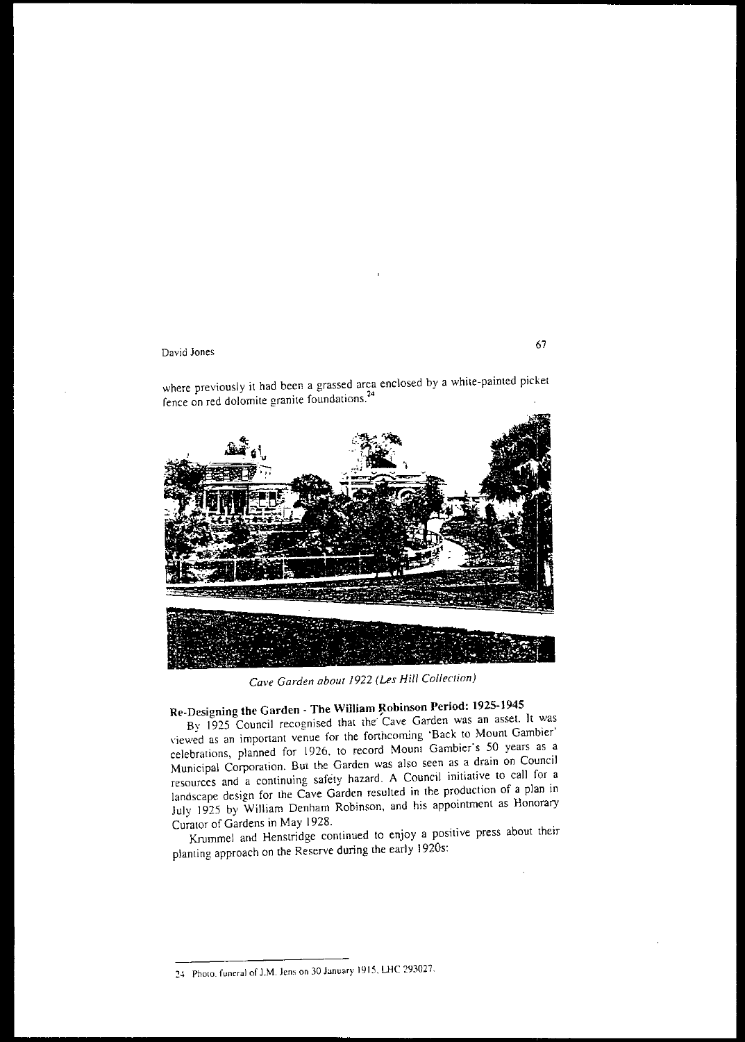where previously it had been a grassed area enclosed by a white-painted picket fence on red dolomite granite foundations.[24]

*Cave Garden about 1922 (Les Hill Collection)*

## Re-Designing the Garden - The William Robinson Period: 1925-1945

By 1925 Council recognised that the Cave Garden was an asset. It was viewed as an important venue for the forthcoming 'Back to Mount Gambier' celebrations, planned for 1926, to record Mount Gambier's 50 years as a Municipal Corporation. But the Garden was also seen as a drain on Council resources and a continuing safety hazard. A Council initiative to call for a landscape design for the Cave Garden resulted in the production of a plan in July 1925 by William Denham Robinson, and his appointment as Honorary Curator of Gardens in May 1928.

Krummel and Henstridge continued to enjoy a positive press about their planting approach on the Reserve during the early 1920s:

---

24 Photo, funeral of J.M. Jens on 30 January 1915, LHC 293027.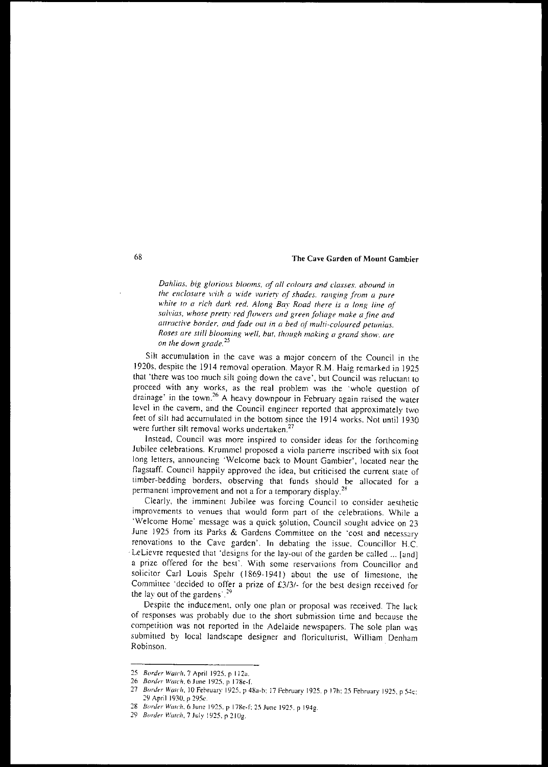*Dahlias, big glorious blooms, of all colours and classes, abound in the enclosure with a wide variety of shades, ranging from a pure white to a rich dark red. Along Bay Road there is a long line of salvias, whose pretty red flowers and green foliage make a fine and attractive border, and fade out in a bed of multi-coloured petunias. Roses are still blooming well, but, though making a grand show, are on the down grade.*[25]

Silt accumulation in the cave was a major concern of the Council in the 1920s, despite the 1914 removal operation. Mayor R.M. Haig remarked in 1925 that 'there was too much silt going down the cave', but Council was reluctant to proceed with any works, as the real problem was the 'whole question of drainage' in the town.[26] A heavy downpour in February again raised the water level in the cavern, and the Council engineer reported that approximately two feet of silt had accumulated in the bottom since the 1914 works. Not until 1930 were further silt removal works undertaken.[27]

Instead, Council was more inspired to consider ideas for the forthcoming Jubilee celebrations. Krummel proposed a viola parterre inscribed with six foot long letters, announcing 'Welcome back to Mount Gambier', located near the flagstaff. Council happily approved the idea, but criticised the current state of timber-bedding borders, observing that funds should be allocated for a permanent improvement and not a for a temporary display.[28]

Clearly, the imminent Jubilee was forcing Council to consider aesthetic improvements to venues that would form part of the celebrations. While a 'Welcome Home' message was a quick solution, Council sought advice on 23 June 1925 from its Parks & Gardens Committee on the 'cost and necessary renovations to the Cave garden'. In debating the issue, Councillor H.C. LeLievre requested that 'designs for the lay-out of the garden be called ... [and] a prize offered for the best'. With some reservations from Councillor and solicitor Carl Louis Spehr (1869-1941) about the use of limestone, the Committee 'decided to offer a prize of £3/3/- for the best design received for the lay out of the gardens'.[29]

Despite the inducement, only one plan or proposal was received. The lack of responses was probably due to the short submission time and because the competition was not reported in the Adelaide newspapers. The sole plan was submitted by local landscape designer and floriculturist, William Denham Robinson.

---

25 *Border Watch*, 7 April 1925, p 112a.

26 *Border Watch*, 6 June 1925, p 178e-f.

27 *Border Watch*, 10 February 1925, p 48a-b; 17 February 1925, p 17h; 25 February 1925, p 54c; 29 April 1930, p 295c.

28 *Border Watch*, 6 June 1925, p 178e-f; 25 June 1925, p 194g.

29 *Border Watch*, 7 July 1925, p 210g.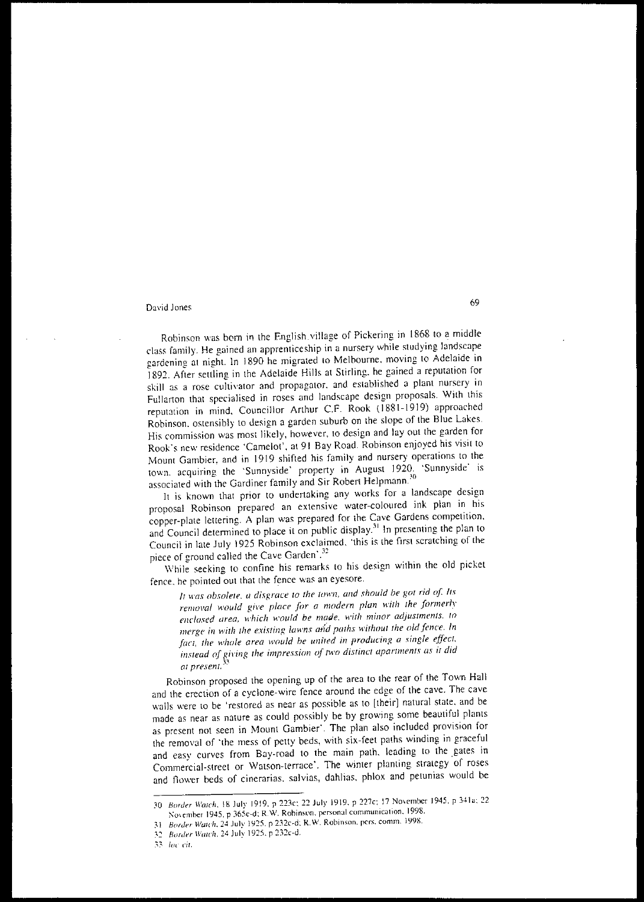Robinson was born in the English village of Pickering in 1868 to a middle class family. He gained an apprenticeship in a nursery while studying landscape gardening at night. In 1890 he migrated to Melbourne, moving to Adelaide in 1892. After settling in the Adelaide Hills at Stirling, he gained a reputation for skill as a rose cultivator and propagator, and established a plant nursery in Fullarton that specialised in roses and landscape design proposals. With this reputation in mind, Councillor Arthur C.F. Rook (1881-1919) approached Robinson, ostensibly to design a garden suburb on the slope of the Blue Lakes. His commission was most likely, however, to design and lay out the garden for Rook's new residence 'Camelot', at 91 Bay Road. Robinson enjoyed his visit to Mount Gambier, and in 1919 shifted his family and nursery operations to the town, acquiring the 'Sunnyside' property in August 1920. 'Sunnyside' is associated with the Gardiner family and Sir Robert Helpmann.[30]

It is known that prior to undertaking any works for a landscape design proposal Robinson prepared an extensive water-coloured ink plan in his copper-plate lettering. A plan was prepared for the Cave Gardens competition, and Council determined to place it on public display.[31] In presenting the plan to Council in late July 1925 Robinson exclaimed, 'this is the first scratching of the piece of ground called the Cave Garden'.[32]

While seeking to confine his remarks to his design within the old picket fence, he pointed out that the fence was an eyesore.

> *It was obsolete, a disgrace to the town, and should be got rid of. Its removal would give place for a modern plan with the formerly enclosed area, which would be made, with minor adjustments, to merge in with the existing lawns and paths without the old fence. In fact, the whole area would be united in producing a single effect, instead of giving the impression of two distinct apartments as it did at present.*[33]

Robinson proposed the opening up of the area to the rear of the Town Hall and the erection of a cyclone-wire fence around the edge of the cave. The cave walls were to be 'restored as near as possible as to [their] natural state, and be made as near as nature as could possibly be by growing some beautiful plants as present not seen in Mount Gambier'. The plan also included provision for the removal of 'the mess of petty beds, with six-feet paths winding in graceful and easy curves from Bay-road to the main path, leading to the gates in Commercial-street or Watson-terrace'. The winter planting strategy of roses and flower beds of cinerarias, salvias, dahlias, phlox and petunias would be

---

30 *Border Watch*, 18 July 1919, p 223c; 22 July 1919, p 227c; 17 November 1945, p 341a; 22 November 1945, p 365c-d; R.W. Robinson, personal communication, 1998.

31 *Border Watch*, 24 July 1925, p 232c-d; R.W. Robinson, pers. comm. 1998.

32 *Border Watch*, 24 July 1925, p 232c-d.

33 *loc cit.*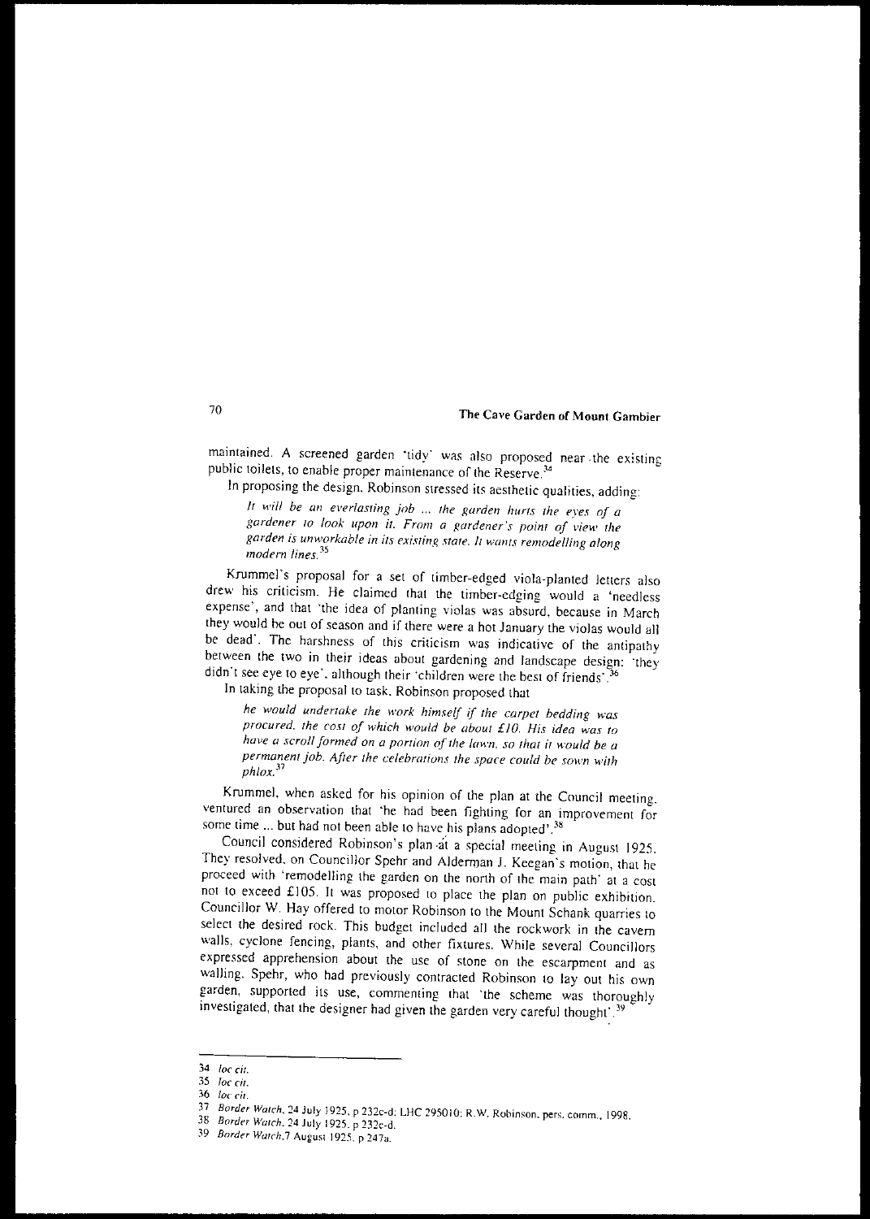maintained. A screened garden 'tidy' was also proposed near the existing public toilets, to enable proper maintenance of the Reserve.[34]

In proposing the design, Robinson stressed its aesthetic qualities, adding:

> *It will be an everlasting job ... the garden hurts the eyes of a gardener to look upon it. From a gardener's point of view the garden is unworkable in its existing state. It wants remodelling along modern lines.*[35]

Krummel's proposal for a set of timber-edged viola-planted letters also drew his criticism. He claimed that the timber-edging would a 'needless expense', and that 'the idea of planting violas was absurd, because in March they would be out of season and if there were a hot January the violas would all be dead'. The harshness of this criticism was indicative of the antipathy between the two in their ideas about gardening and landscape design: 'they didn't see eye to eye', although their 'children were the best of friends'.[36]

In taking the proposal to task, Robinson proposed that

> *he would undertake the work himself if the carpet bedding was procured, the cost of which would be about £10. His idea was to have a scroll formed on a portion of the lawn, so that it would be a permanent job. After the celebrations the space could be sown with phlox.*[37]

Krummel, when asked for his opinion of the plan at the Council meeting, ventured an observation that 'he had been fighting for an improvement for some time ... but had not been able to have his plans adopted'.[38]

Council considered Robinson's plan at a special meeting in August 1925. They resolved, on Councillor Spehr and Alderman J. Keegan's motion, that he proceed with 'remodelling the garden on the north of the main path' at a cost not to exceed £105. It was proposed to place the plan on public exhibition. Councillor W. Hay offered to motor Robinson to the Mount Schank quarries to select the desired rock. This budget included all the rockwork in the cavern walls, cyclone fencing, plants, and other fixtures. While several Councillors expressed apprehension about the use of stone on the escarpment and as walling. Spehr, who had previously contracted Robinson to lay out his own garden, supported its use, commenting that 'the scheme was thoroughly investigated, that the designer had given the garden very careful thought'.[39]

---

34 *loc cit.*

35 *loc cit.*

36 *loc cit.*

37 *Border Watch*, 24 July 1925, p 232c-d; LHC 295010; R.W. Robinson, pers. comm., 1998.

38 *Border Watch*, 24 July 1925, p 232c-d.

39 *Border Watch*, 7 August 1925, p 247a.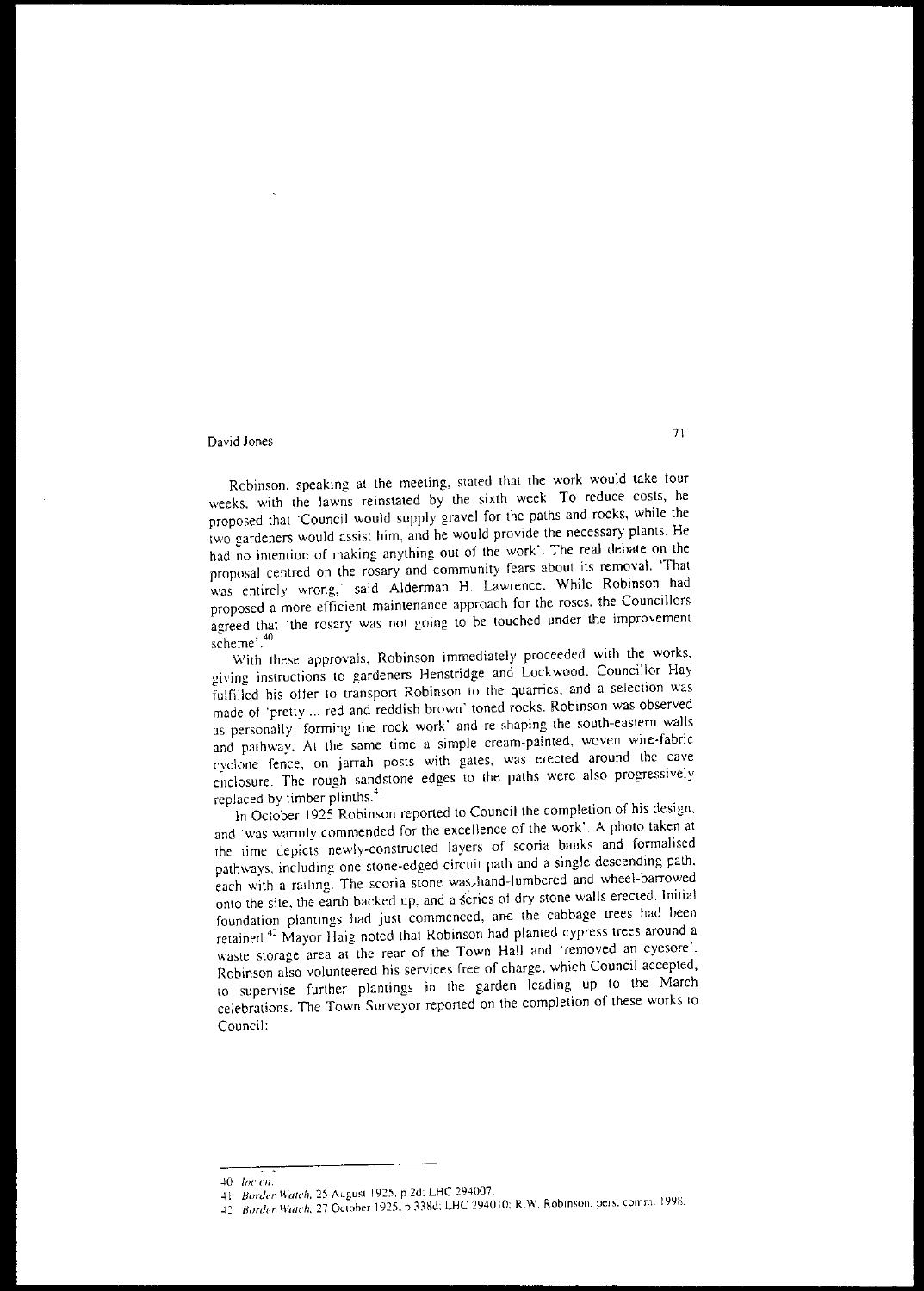Robinson, speaking at the meeting, stated that the work would take four weeks, with the lawns reinstated by the sixth week. To reduce costs, he proposed that 'Council would supply gravel for the paths and rocks, while the two gardeners would assist him, and he would provide the necessary plants. He had no intention of making anything out of the work'. The real debate on the proposal centred on the rosary and community fears about its removal. 'That was entirely wrong,' said Alderman H. Lawrence. While Robinson had proposed a more efficient maintenance approach for the roses, the Councillors agreed that 'the rosary was not going to be touched under the improvement scheme'.[40]

With these approvals, Robinson immediately proceeded with the works, giving instructions to gardeners Henstridge and Lockwood. Councillor Hay fulfilled his offer to transport Robinson to the quarries, and a selection was made of 'pretty ... red and reddish brown' toned rocks. Robinson was observed as personally 'forming the rock work' and re-shaping the south-eastern walls and pathway. At the same time a simple cream-painted, woven wire-fabric cyclone fence, on jarrah posts with gates, was erected around the cave enclosure. The rough sandstone edges to the paths were also progressively replaced by timber plinths.[41]

In October 1925 Robinson reported to Council the completion of his design, and 'was warmly commended for the excellence of the work'. A photo taken at the time depicts newly-constructed layers of scoria banks and formalised pathways, including one stone-edged circuit path and a single descending path, each with a railing. The scoria stone was hand-lumbered and wheel-barrowed onto the site, the earth backed up, and a series of dry-stone walls erected. Initial foundation plantings had just commenced, and the cabbage trees had been retained.[42] Mayor Haig noted that Robinson had planted cypress trees around a waste storage area at the rear of the Town Hall and 'removed an eyesore'. Robinson also volunteered his services free of charge, which Council accepted, to supervise further plantings in the garden leading up to the March celebrations. The Town Surveyor reported on the completion of these works to Council:

---

40 *loc cit.*

41 *Border Watch*, 25 August 1925, p 2d; LHC 294007.

42 *Border Watch*, 27 October 1925, p 338d; LHC 294010; R.W. Robinson, pers. comm. 1998.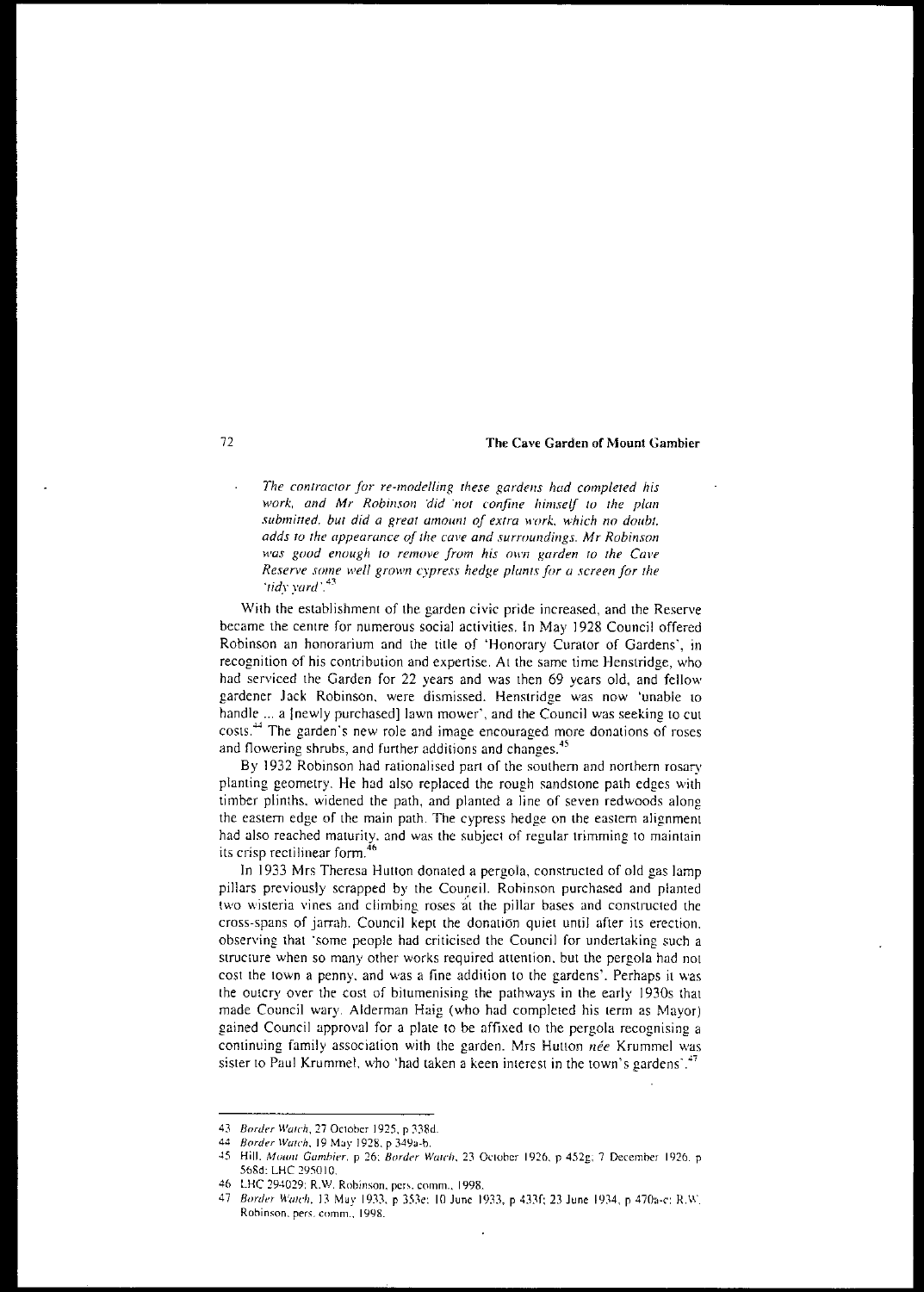> *The contractor for re-modelling these gardens had completed his work, and Mr Robinson 'did not confine himself to the plan submitted, but did a great amount of extra work, which no doubt, adds to the appearance of the cave and surroundings. Mr Robinson was good enough to remove from his own garden to the Cave Reserve some well grown cypress hedge plants for a screen for the 'tidy yard'.*[43]

With the establishment of the garden civic pride increased, and the Reserve became the centre for numerous social activities. In May 1928 Council offered Robinson an honorarium and the title of 'Honorary Curator of Gardens', in recognition of his contribution and expertise. At the same time Henstridge, who had serviced the Garden for 22 years and was then 69 years old, and fellow gardener Jack Robinson, were dismissed. Henstridge was now 'unable to handle ... a [newly purchased] lawn mower', and the Council was seeking to cut costs.[44] The garden's new role and image encouraged more donations of roses and flowering shrubs, and further additions and changes.[45]

By 1932 Robinson had rationalised part of the southern and northern rosary planting geometry. He had also replaced the rough sandstone path edges with timber plinths, widened the path, and planted a line of seven redwoods along the eastern edge of the main path. The cypress hedge on the eastern alignment had also reached maturity, and was the subject of regular trimming to maintain its crisp rectilinear form.[46]

In 1933 Mrs Theresa Hutton donated a pergola, constructed of old gas lamp pillars previously scrapped by the Council. Robinson purchased and planted two wisteria vines and climbing roses at the pillar bases and constructed the cross-spans of jarrah. Council kept the donation quiet until after its erection, observing that 'some people had criticised the Council for undertaking such a structure when so many other works required attention, but the pergola had not cost the town a penny, and was a fine addition to the gardens'. Perhaps it was the outcry over the cost of bitumenising the pathways in the early 1930s that made Council wary. Alderman Haig (who had completed his term as Mayor) gained Council approval for a plate to be affixed to the pergola recognising a continuing family association with the garden. Mrs Hutton *née* Krummel was sister to Paul Krummel, who 'had taken a keen interest in the town's gardens'.[47]

---

43 *Border Watch*, 27 October 1925, p 338d.

44 *Border Watch*, 19 May 1928, p 349a-b.

45 Hill, *Mount Gambier*, p 26; *Border Watch*, 23 October 1926, p 452g; 7 December 1926, p 568d; LHC 295010.

46 LHC 294029; R.W. Robinson, pers. comm., 1998.

47 *Border Watch*, 13 May 1933, p 353e; 10 June 1933, p 433f; 23 June 1934, p 470a-c; R.W. Robinson, pers. comm., 1998.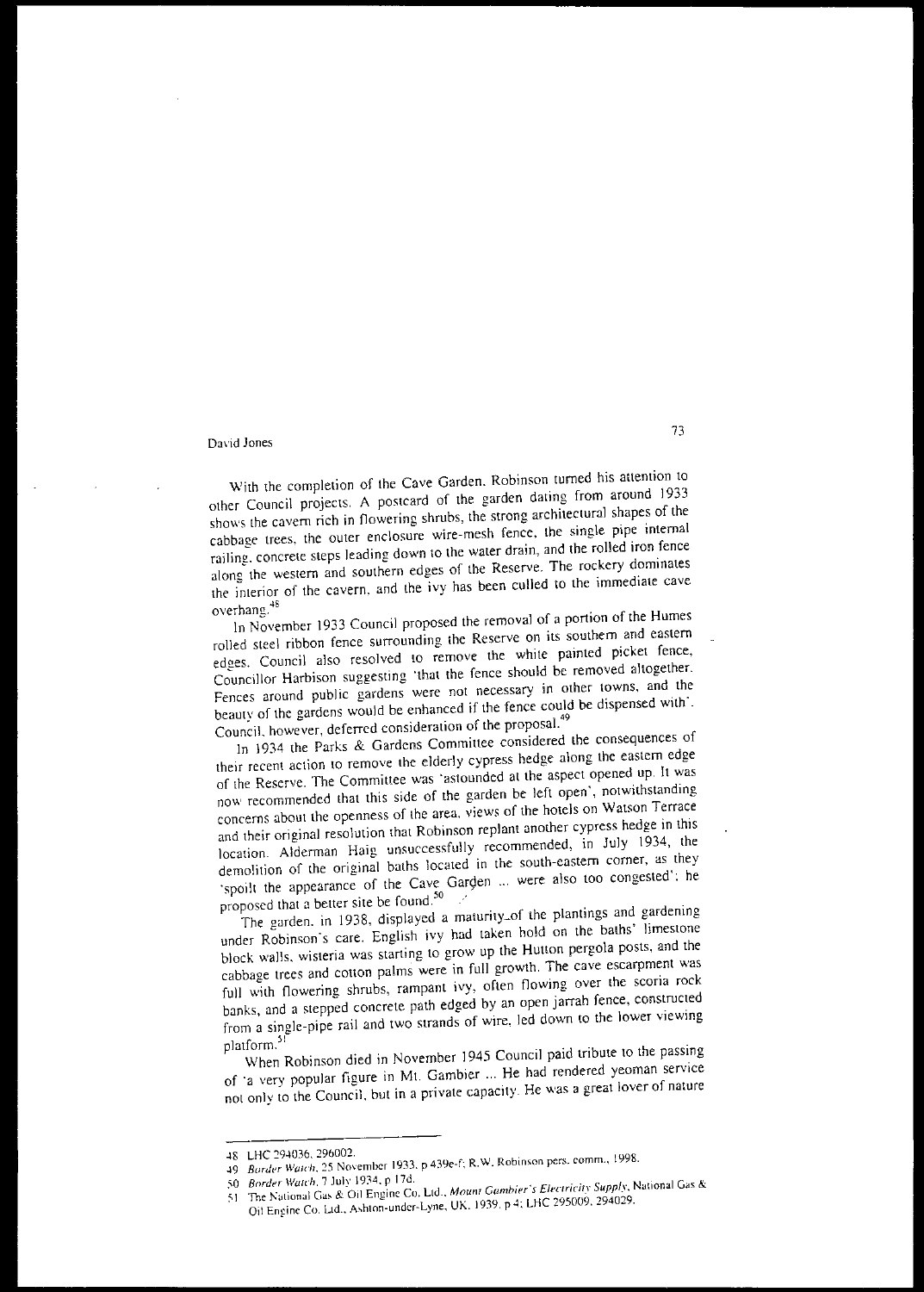With the completion of the Cave Garden, Robinson turned his attention to other Council projects. A postcard of the garden dating from around 1933 shows the cavern rich in flowering shrubs, the strong architectural shapes of the cabbage trees, the outer enclosure wire-mesh fence, the single pipe internal railing, concrete steps leading down to the water drain, and the rolled iron fence along the western and southern edges of the Reserve. The rockery dominates the interior of the cavern, and the ivy has been culled to the immediate cave overhang.[48]

In November 1933 Council proposed the removal of a portion of the Humes rolled steel ribbon fence surrounding the Reserve on its southern and eastern edges. Council also resolved to remove the white painted picket fence, Councillor Harbison suggesting 'that the fence should be removed altogether. Fences around public gardens were not necessary in other towns, and the beauty of the gardens would be enhanced if the fence could be dispensed with'. Council, however, deferred consideration of the proposal.[49]

In 1934 the Parks & Gardens Committee considered the consequences of their recent action to remove the elderly cypress hedge along the eastern edge of the Reserve. The Committee was 'astounded at the aspect opened up. It was now recommended that this side of the garden be left open', notwithstanding concerns about the openness of the area, views of the hotels on Watson Terrace and their original resolution that Robinson replant another cypress hedge in this location. Alderman Haig unsuccessfully recommended, in July 1934, the demolition of the original baths located in the south-eastern corner, as they 'spoilt the appearance of the Cave Garden ... were also too congested'; he proposed that a better site be found.[50]

The garden, in 1938, displayed a maturity of the plantings and gardening under Robinson's care. English ivy had taken hold on the baths' limestone block walls, wisteria was starting to grow up the Hutton pergola posts, and the cabbage trees and cotton palms were in full growth. The cave escarpment was full with flowering shrubs, rampant ivy, often flowing over the scoria rock banks, and a stepped concrete path edged by an open jarrah fence, constructed from a single-pipe rail and two strands of wire, led down to the lower viewing platform.[51]

When Robinson died in November 1945 Council paid tribute to the passing of 'a very popular figure in Mt. Gambier ... He had rendered yeoman service not only to the Council, but in a private capacity. He was a great lover of nature

---

48 LHC 294036, 296002.

49 *Border Watch*, 25 November 1933, p 439e-f; R.W. Robinson pers. comm., 1998.

50 *Border Watch*, 7 July 1934, p 17d.

51 The National Gas & Oil Engine Co. Ltd., *Mount Gambier's Electricity Supply*, National Gas & Oil Engine Co. Ltd., Ashton-under-Lyne, UK, 1939, p 4; LHC 295009, 294029.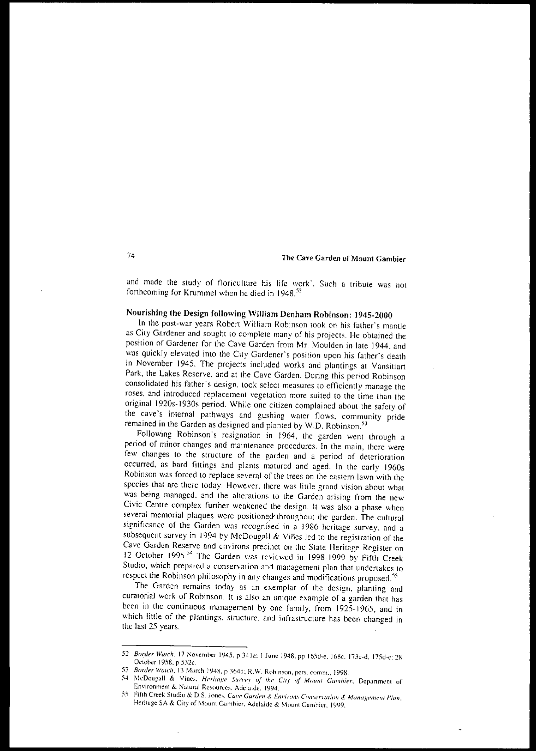and made the study of floriculture his life work'. Such a tribute was not forthcoming for Krummel when he died in 1948.[52]

## Nourishing the Design following William Denham Robinson: 1945-2000

In the post-war years Robert William Robinson took on his father's mantle as City Gardener and sought to complete many of his projects. He obtained the position of Gardener for the Cave Garden from Mr. Moulden in late 1944, and was quickly elevated into the City Gardener's position upon his father's death in November 1945. The projects included works and plantings at Vansittart Park, the Lakes Reserve, and at the Cave Garden. During this period Robinson consolidated his father's design, took select measures to efficiently manage the roses, and introduced replacement vegetation more suited to the time than the original 1920s-1930s period. While one citizen complained about the safety of the cave's internal pathways and gushing water flows, community pride remained in the Garden as designed and planted by W.D. Robinson.[53]

Following Robinson's resignation in 1964, the garden went through a period of minor changes and maintenance procedures. In the main, there were few changes to the structure of the garden and a period of deterioration occurred, as hard fittings and plants matured and aged. In the early 1960s Robinson was forced to replace several of the trees on the eastern lawn with the species that are there today. However, there was little grand vision about what was being managed, and the alterations to the Garden arising from the new Civic Centre complex further weakened the design. It was also a phase when several memorial plaques were positioned throughout the garden. The cultural significance of the Garden was recognised in a 1986 heritage survey, and a subsequent survey in 1994 by McDougall & Viñes led to the registration of the Cave Garden Reserve and environs precinct on the State Heritage Register on 12 October 1995.[54] The Garden was reviewed in 1998-1999 by Fifth Creek Studio, which prepared a conservation and management plan that undertakes to respect the Robinson philosophy in any changes and modifications proposed.[55]

The Garden remains today as an exemplar of the design, planting and curatorial work of Robinson. It is also an unique example of a garden that has been in the continuous management by one family, from 1925-1965, and in which little of the plantings, structure, and infrastructure has been changed in the last 25 years.

---

52 *Border Watch*, 17 November 1945, p 341a; 1 June 1948, pp 165d-e, 168c, 173c-d, 175d-e; 28 October 1958, p 532c.

53 *Border Watch*, 13 March 1948, p 364d; R.W. Robinson, pers. comm., 1998.

54 McDougall & Vines, *Heritage Survey of the City of Mount Gambier*, Department of Environment & Natural Resources, Adelaide, 1994.

55 Fifth Creek Studio & D.S. Jones, *Cave Garden & Environs Conservation & Management Plan*, Heritage SA & City of Mount Gambier, Adelaide & Mount Gambier, 1999.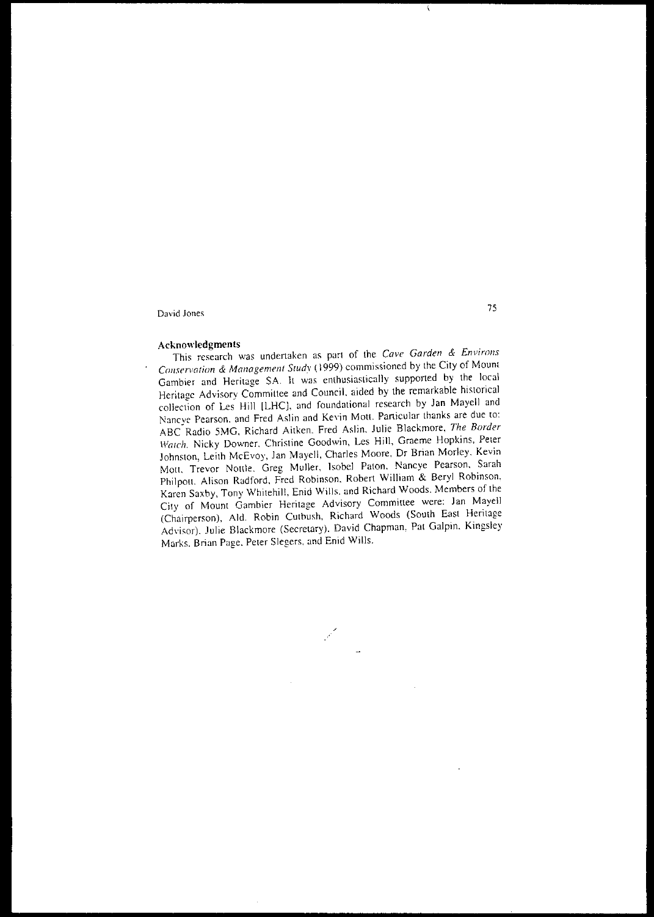### Acknowledgments

This research was undertaken as part of the *Cave Garden & Environs Conservation & Management Study* (1999) commissioned by the City of Mount Gambier and Heritage SA. It was enthusiastically supported by the local Heritage Advisory Committee and Council, aided by the remarkable historical collection of Les Hill [LHC], and foundational research by Jan Mayell and Nancye Pearson, and Fred Aslin and Kevin Mott. Particular thanks are due to: ABC Radio 5MG, Richard Aitken, Fred Aslin, Julie Blackmore, *The Border Watch*, Nicky Downer, Christine Goodwin, Les Hill, Graeme Hopkins, Peter Johnston, Leith McEvoy, Jan Mayell, Charles Moore, Dr Brian Morley, Kevin Mott, Trevor Nottle, Greg Muller, Isobel Paton, Nancye Pearson, Sarah Philpott, Alison Radford, Fred Robinson, Robert William & Beryl Robinson, Karen Saxby, Tony Whitehill, Enid Wills, and Richard Woods. Members of the City of Mount Gambier Heritage Advisory Committee were: Jan Mayell (Chairperson), Ald. Robin Cutbush, Richard Woods (South East Heritage Advisor), Julie Blackmore (Secretary), David Chapman, Pat Galpin, Kingsley Marks, Brian Page, Peter Slegers, and Enid Wills.